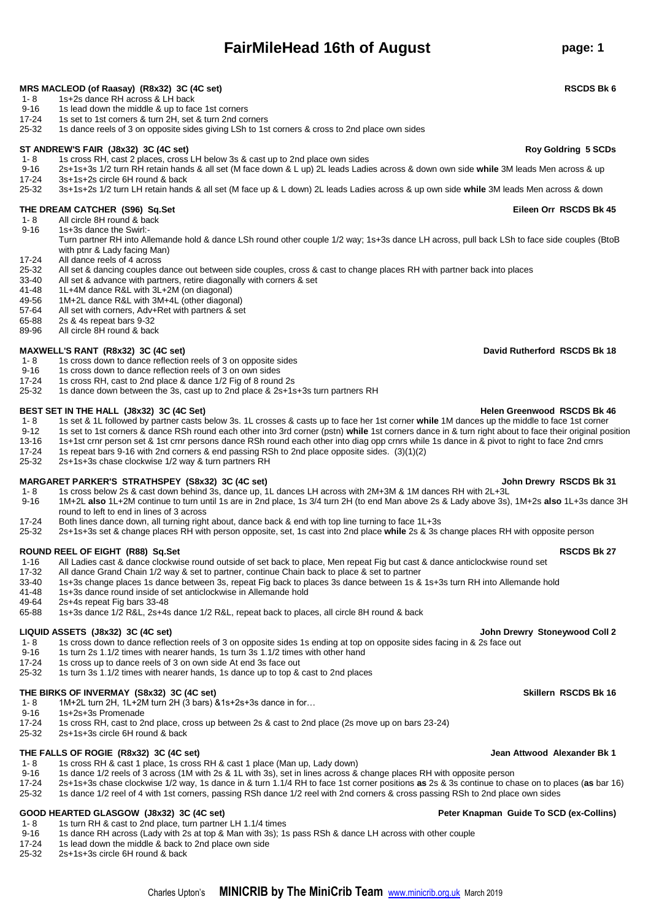# FairMileHead 16th of August

### MRS MACLEOD (of Raasay) (R8x32) 3C (4C set) — RSCDS Bk 6

- 1- 8 1s+2s dance RH across & LH back
- 9-16 1s lead down the middle & up to face 1st corners
- 17-24 1s set to 1st corners & turn 2H, set & turn 2nd corners
- 25-32 1s dance reels of 3 on opposite sides giving LSh to 1st corners & cross to 2nd place own sides

### ST ANDREW'S FAIR (J8x32) 3C (4C set) — Roy Goldring 5 SCDs

- 1- 8 1s cross RH, cast 2 places, cross LH below 3s & cast up to 2nd place own sides
- 9-16 2s+1s+3s 1/2 turn RH retain hands & all set (M face down & L up) 2L leads Ladies across & down own side **while** 3M leads Men across & up
- 17-24 3s+1s+2s circle 6H round & back
- 25-32 3s+1s+2s 1/2 turn LH retain hands & all set (M face up & L down) 2L leads Ladies across & up own side **while** 3M leads Men across & down

### THE DREAM CATCHER (S96) Sq.Set — Eileen Orr RSCDS Bk 45

- 1- 8 All circle 8H round & back
- 9-16 1s+3s dance the Swirl:-
  Turn partner RH into Allemande hold & dance LSh round other couple 1/2 way; 1s+3s dance LH across, pull back LSh to face side couples (BtoB with ptnr & Lady facing Man)
- 17-24 All dance reels of 4 across
- 25-32 All set & dancing couples dance out between side couples, cross & cast to change places RH with partner back into places
- 33-40 All set & advance with partners, retire diagonally with corners & set
- 41-48 1L+4M dance R&L with 3L+2M (on diagonal)
- 49-56 1M+2L dance R&L with 3M+4L (other diagonal)
- 57-64 All set with corners, Adv+Ret with partners & set
- 65-88 2s & 4s repeat bars 9-32
- 89-96 All circle 8H round & back

### MAXWELL'S RANT (R8x32) 3C (4C set) — David Rutherford RSCDS Bk 18

- 1- 8 1s cross down to dance reflection reels of 3 on opposite sides
- 9-16 1s cross down to dance reflection reels of 3 on own sides
- 17-24 1s cross RH, cast to 2nd place & dance 1/2 Fig of 8 round 2s
- 25-32 1s dance down between the 3s, cast up to 2nd place & 2s+1s+3s turn partners RH

### BEST SET IN THE HALL (J8x32) 3C (4C Set) — Helen Greenwood RSCDS Bk 46

- 1- 8 1s set & 1L followed by partner casts below 3s. 1L crosses & casts up to face her 1st corner **while** 1M dances up the middle to face 1st corner
- 9-12 1s set to 1st corners & dance RSh round each other into 3rd corner (pstn) **while** 1st corners dance in & turn right about to face their original position
- 13-16 1s+1st crnr person set & 1st crnr persons dance RSh round each other into diag opp crnrs while 1s dance in & pivot to right to face 2nd crnrs
- 17-24 1s repeat bars 9-16 with 2nd corners & end passing RSh to 2nd place opposite sides. (3)(1)(2)
- 25-32 2s+1s+3s chase clockwise 1/2 way & turn partners RH

### MARGARET PARKER'S STRATHSPEY (S8x32) 3C (4C set) — John Drewry RSCDS Bk 31

- 1- 8 1s cross below 2s & cast down behind 3s, dance up, 1L dances LH across with 2M+3M & 1M dances RH with 2L+3L
- 9-16 1M+2L **also** 1L+2M continue to turn until 1s are in 2nd place, 1s 3/4 turn 2H (to end Man above 2s & Lady above 3s), 1M+2s **also** 1L+3s dance 3H round to left to end in lines of 3 across
- 17-24 Both lines dance down, all turning right about, dance back & end with top line turning to face 1L+3s
- 25-32 2s+1s+3s set & change places RH with person opposite, set, 1s cast into 2nd place **while** 2s & 3s change places RH with opposite person

### ROUND REEL OF EIGHT (R88) Sq.Set — RSCDS Bk 27

- 1-16 All Ladies cast & dance clockwise round outside of set back to place, Men repeat Fig but cast & dance anticlockwise round set
- 17-32 All dance Grand Chain 1/2 way & set to partner, continue Chain back to place & set to partner
- 33-40 1s+3s change places 1s dance between 3s, repeat Fig back to places 3s dance between 1s & 1s+3s turn RH into Allemande hold
- 41-48 1s+3s dance round inside of set anticlockwise in Allemande hold
- 49-64 2s+4s repeat Fig bars 33-48
- 65-88 1s+3s dance 1/2 R&L, 2s+4s dance 1/2 R&L, repeat back to places, all circle 8H round & back

### LIQUID ASSETS (J8x32) 3C (4C set) — John Drewry Stoneywood Coll 2

- 1- 8 1s cross down to dance reflection reels of 3 on opposite sides 1s ending at top on opposite sides facing in & 2s face out
- 9-16 1s turn 2s 1.1/2 times with nearer hands, 1s turn 3s 1.1/2 times with other hand
- 17-24 1s cross up to dance reels of 3 on own side At end 3s face out
- 25-32 1s turn 3s 1.1/2 times with nearer hands, 1s dance up to top & cast to 2nd places

### THE BIRKS OF INVERMAY (S8x32) 3C (4C set) — Skillern RSCDS Bk 16

- 1- 8 1M+2L turn 2H, 1L+2M turn 2H (3 bars) &1s+2s+3s dance in for…
- 9-16 1s+2s+3s Promenade
- 17-24 1s cross RH, cast to 2nd place, cross up between 2s & cast to 2nd place (2s move up on bars 23-24)
- 25-32 2s+1s+3s circle 6H round & back

### THE FALLS OF ROGIE (R8x32) 3C (4C set) — Jean Attwood Alexander Bk 1

- 1- 8 1s cross RH & cast 1 place, 1s cross RH & cast 1 place (Man up, Lady down)
- 9-16 1s dance 1/2 reels of 3 across (1M with 2s & 1L with 3s), set in lines across & change places RH with opposite person
- 17-24 2s+1s+3s chase clockwise 1/2 way, 1s dance in & turn 1.1/4 RH to face 1st corner positions **as** 2s & 3s continue to chase on to places (**as** bar 16)
- 25-32 1s dance 1/2 reel of 4 with 1st corners, passing RSh dance 1/2 reel with 2nd corners & cross passing RSh to 2nd place own sides

### GOOD HEARTED GLASGOW (J8x32) 3C (4C set) — Peter Knapman Guide To SCD (ex-Collins)

- 1- 8 1s turn RH & cast to 2nd place, turn partner LH 1.1/4 times
- 9-16 1s dance RH across (Lady with 2s at top & Man with 3s); 1s pass RSh & dance LH across with other couple
- 17-24 1s lead down the middle & back to 2nd place own side
- 25-32 2s+1s+3s circle 6H round & back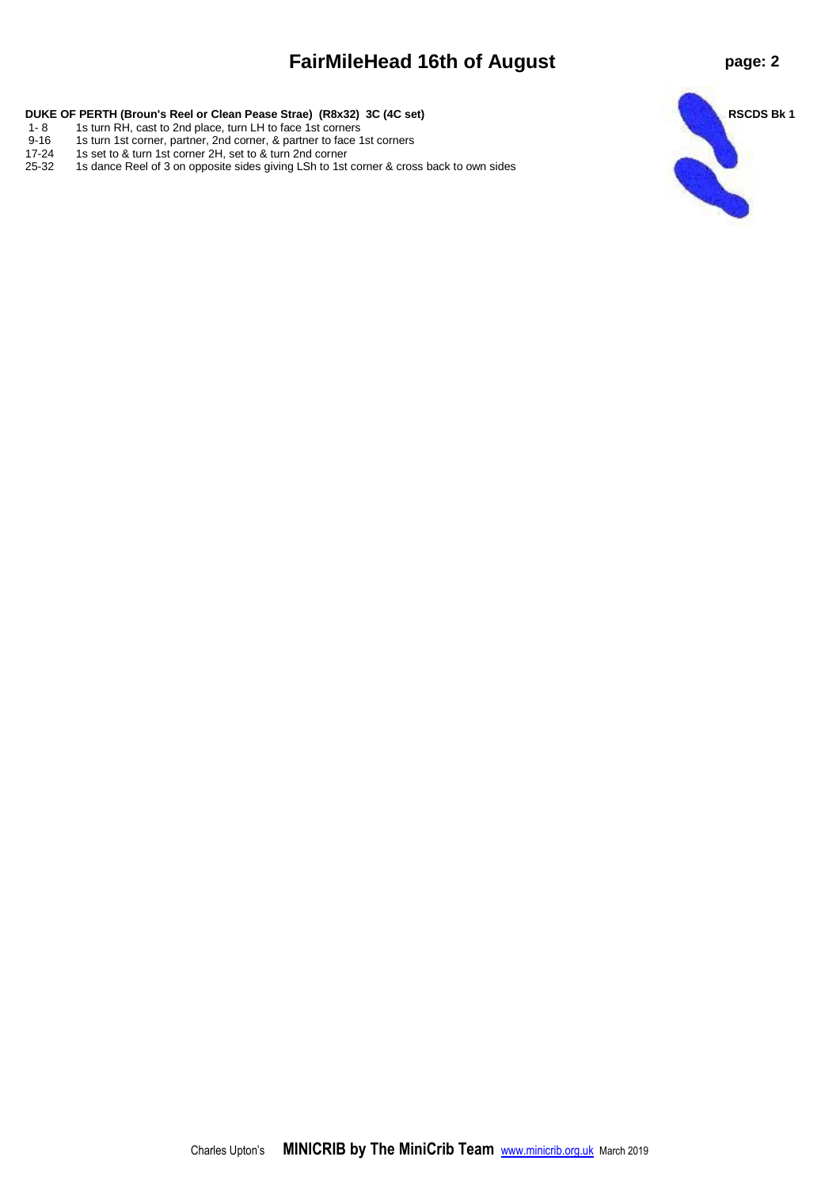**DUKE OF PERTH (Broun's Reel or Clean Pease Strae) (R8x32) 3C (4C set)** **RSCDS Bk 1**

| | |
|---|---|
| 1- 8 | 1s turn RH, cast to 2nd place, turn LH to face 1st corners |
| 9-16 | 1s turn 1st corner, partner, 2nd corner, & partner to face 1st corners |
| 17-24 | 1s set to & turn 1st corner 2H, set to & turn 2nd corner |
| 25-32 | 1s dance Reel of 3 on opposite sides giving LSh to 1st corner & cross back to own sides |

Charles Upton's **MINICRIB by The MiniCrib Team** www.minicrib.org.uk March 2019